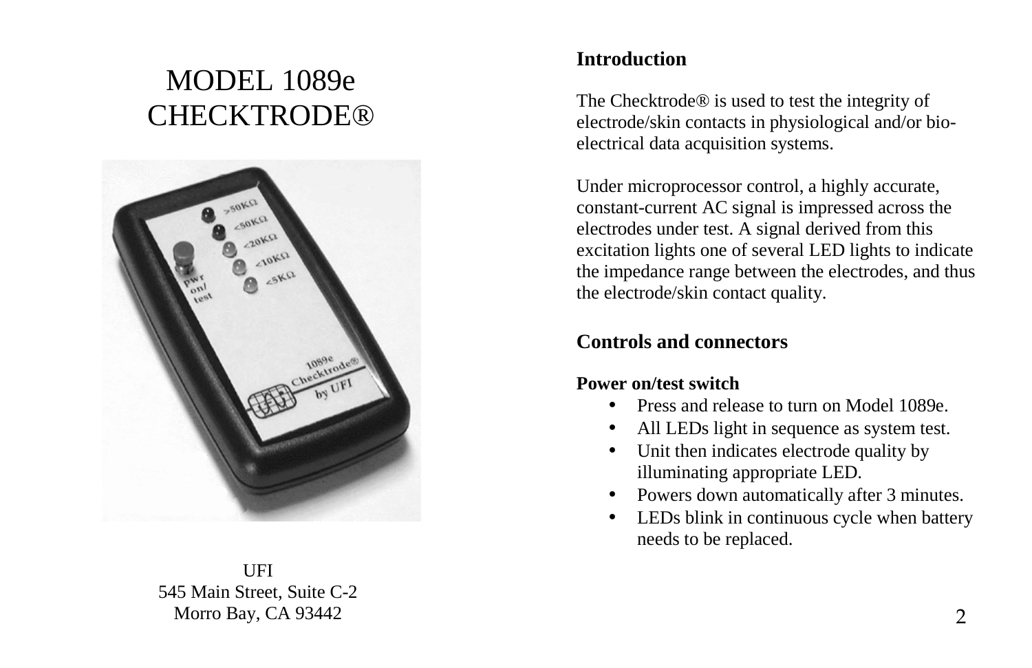# MODEL 1089e CHECKTRODE®

UFI
545 Main Street, Suite C-2
Morro Bay, CA 93442

## Introduction

The Checktrode® is used to test the integrity of electrode/skin contacts in physiological and/or bio-electrical data acquisition systems.

Under microprocessor control, a highly accurate, constant-current AC signal is impressed across the electrodes under test. A signal derived from this excitation lights one of several LED lights to indicate the impedance range between the electrodes, and thus the electrode/skin contact quality.

## Controls and connectors

### Power on/test switch

- Press and release to turn on Model 1089e.
- All LEDs light in sequence as system test.
- Unit then indicates electrode quality by illuminating appropriate LED.
- Powers down automatically after 3 minutes.
- LEDs blink in continuous cycle when battery needs to be replaced.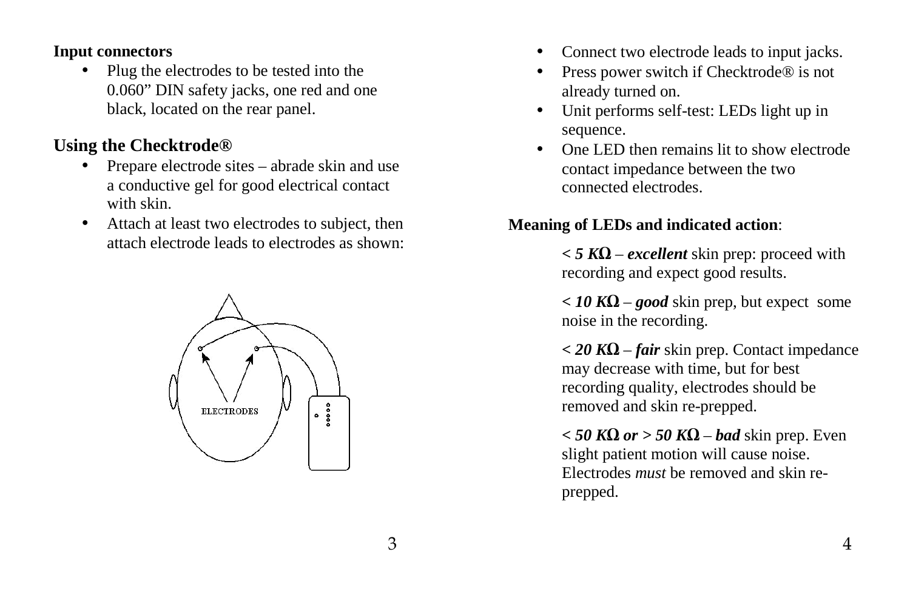**Input connectors**

- Plug the electrodes to be tested into the 0.060” DIN safety jacks, one red and one black, located on the rear panel.

## Using the Checktrode®

- Prepare electrode sites – abrade skin and use a conductive gel for good electrical contact with skin.
- Attach at least two electrodes to subject, then attach electrode leads to electrodes as shown:

- Connect two electrode leads to input jacks.
- Press power switch if Checktrode® is not already turned on.
- Unit performs self-test: LEDs light up in sequence.
- One LED then remains lit to show electrode contact impedance between the two connected electrodes.

**Meaning of LEDs and indicated action**:

***< 5 KΩ*** – ***excellent*** skin prep: proceed with recording and expect good results.

***< 10 KΩ*** – ***good*** skin prep, but expect some noise in the recording.

***< 20 KΩ*** – ***fair*** skin prep. Contact impedance may decrease with time, but for best recording quality, electrodes should be removed and skin re-prepped.

***< 50 KΩ or > 50 KΩ*** – ***bad*** skin prep. Even slight patient motion will cause noise. Electrodes *must* be removed and skin re-prepped.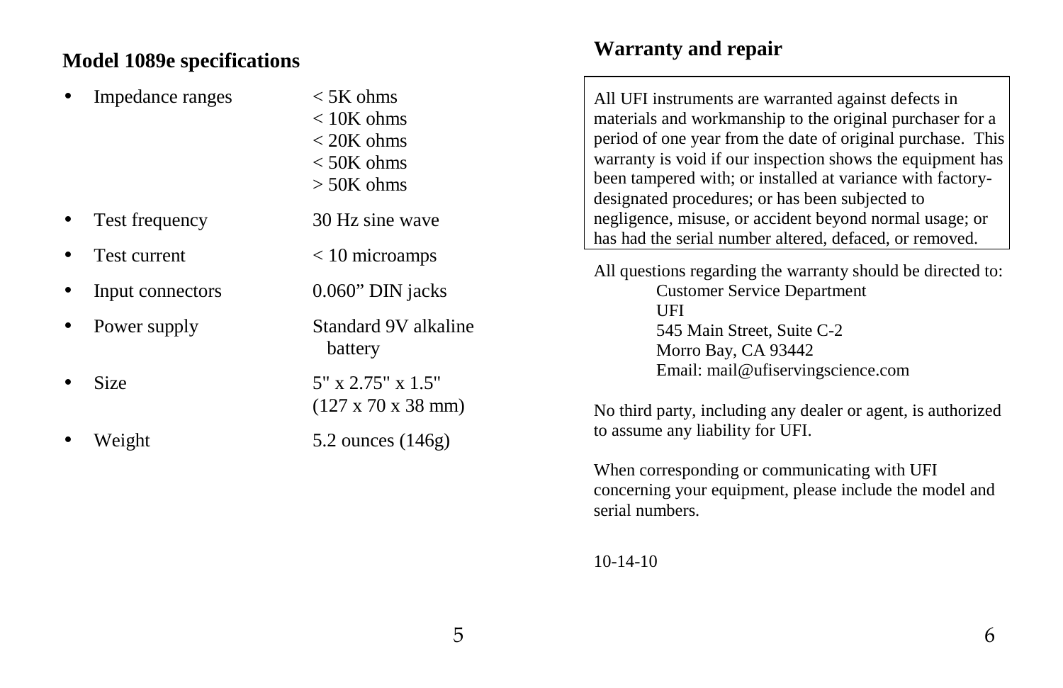## Model 1089e specifications

| | |
|---|---|
| • Impedance ranges | < 5K ohms<br>< 10K ohms<br>< 20K ohms<br>< 50K ohms<br>> 50K ohms |
| • Test frequency | 30 Hz sine wave |
| • Test current | < 10 microamps |
| • Input connectors | 0.060” DIN jacks |
| • Power supply | Standard 9V alkaline battery |
| • Size | 5" x 2.75" x 1.5" (127 x 70 x 38 mm) |
| • Weight | 5.2 ounces (146g) |

## Warranty and repair

All UFI instruments are warranted against defects in materials and workmanship to the original purchaser for a period of one year from the date of original purchase. This warranty is void if our inspection shows the equipment has been tampered with; or installed at variance with factory-designated procedures; or has been subjected to negligence, misuse, or accident beyond normal usage; or has had the serial number altered, defaced, or removed.

All questions regarding the warranty should be directed to:

Customer Service Department
UFI
545 Main Street, Suite C-2
Morro Bay, CA 93442
Email: mail@ufiservingscience.com

No third party, including any dealer or agent, is authorized to assume any liability for UFI.

When corresponding or communicating with UFI concerning your equipment, please include the model and serial numbers.

10-14-10